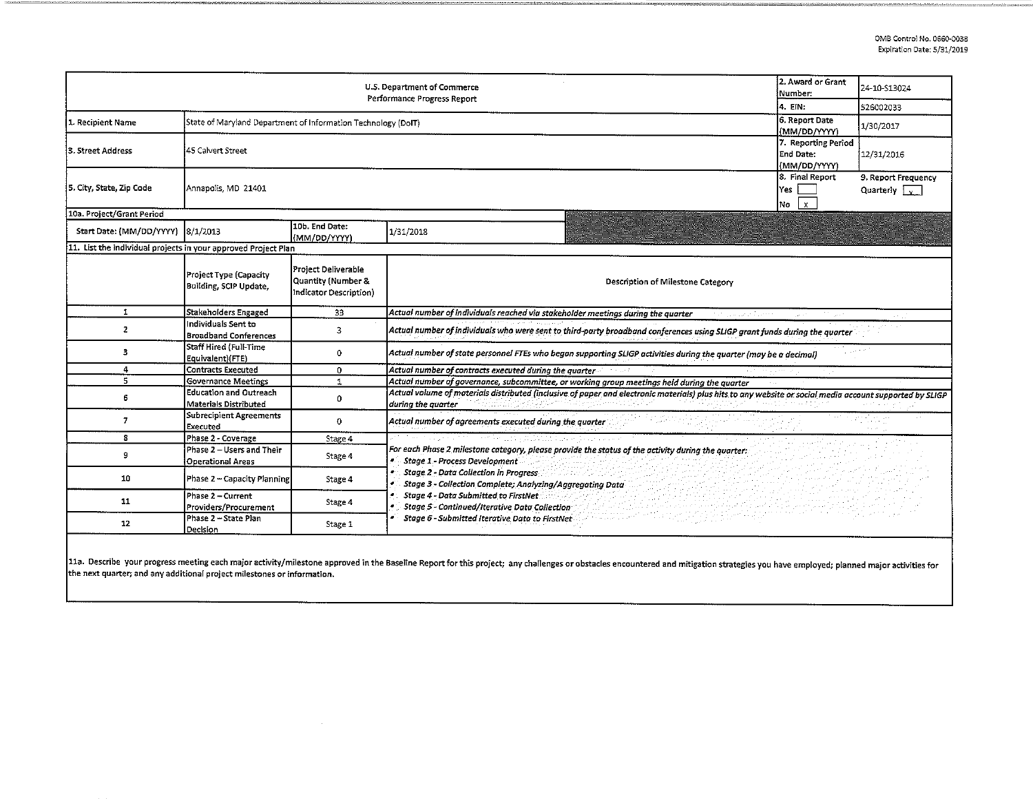OMB Control No. 0660-0038
Expiration Date: 5/31/2019

| U.S. Department of Commerce Performance Progress Report | | 2. Award or Grant Number: | 24-10-S13024 |
|---|---|---|---|
| | | 4. EIN: | 526002033 |
| 1. Recipient Name | State of Maryland Department of Information Technology (DoIT) | 6. Report Date (MM/DD/YYYY) | 1/30/2017 |
| 3. Street Address | 45 Calvert Street | 7. Reporting Period End Date: (MM/DD/YYYY) | 12/31/2016 |
| 5. City, State, Zip Code | Annapolis, MD 21401 | 8. Final Report Yes [ ] No [x] | 9. Report Frequency Quarterly [x] |

| 10a. Project/Grant Period | | | |
|---|---|---|---|
| Start Date: (MM/DD/YYYY) | 8/1/2013 | 10b. End Date: (MM/DD/YYYY) | 1/31/2018 |

11. List the individual projects in your approved Project Plan

| | Project Type (Capacity Building, SCIP Update, | Project Deliverable Quantity (Number & Indicator Description) | Description of Milestone Category |
|---|---|---|---|
| 1 | Stakeholders Engaged | 33 | *Actual number of individuals reached via stakeholder meetings during the quarter* |
| 2 | Individuals Sent to Broadband Conferences | 3 | *Actual number of individuals who were sent to third-party broadband conferences using SLIGP grant funds during the quarter* |
| 3 | Staff Hired (Full-Time Equivalent)(FTE) | 0 | *Actual number of state personnel FTEs who began supporting SLIGP activities during the quarter (may be a decimal)* |
| 4 | Contracts Executed | 0 | *Actual number of contracts executed during the quarter* |
| 5 | Governance Meetings | 1 | *Actual number of governance, subcommittee, or working group meetings held during the quarter* |
| 6 | Education and Outreach Materials Distributed | 0 | *Actual volume of materials distributed (inclusive of paper and electronic materials) plus hits to any website or social media account supported by SLIGP during the quarter* |
| 7 | Subrecipient Agreements Executed | 0 | *Actual number of agreements executed during the quarter* |
| 8 | Phase 2 - Coverage | Stage 4 | *For each Phase 2 milestone category, please provide the status of the activity during the quarter:* • *Stage 1 - Process Development* • *Stage 2 - Data Collection in Progress* • *Stage 3 - Collection Complete; Analyzing/Aggregating Data* • *Stage 4 - Data Submitted to FirstNet* • *Stage 5 - Continued/Iterative Data Collection* • *Stage 6 - Submitted Iterative Data to FirstNet* |
| 9 | Phase 2 – Users and Their Operational Areas | Stage 4 | |
| 10 | Phase 2 – Capacity Planning | Stage 4 | |
| 11 | Phase 2 – Current Providers/Procurement | Stage 4 | |
| 12 | Phase 2 – State Plan Decision | Stage 1 | |

11a. Describe your progress meeting each major activity/milestone approved in the Baseline Report for this project; any challenges or obstacles encountered and mitigation strategies you have employed; planned major activities for the next quarter; and any additional project milestones or information.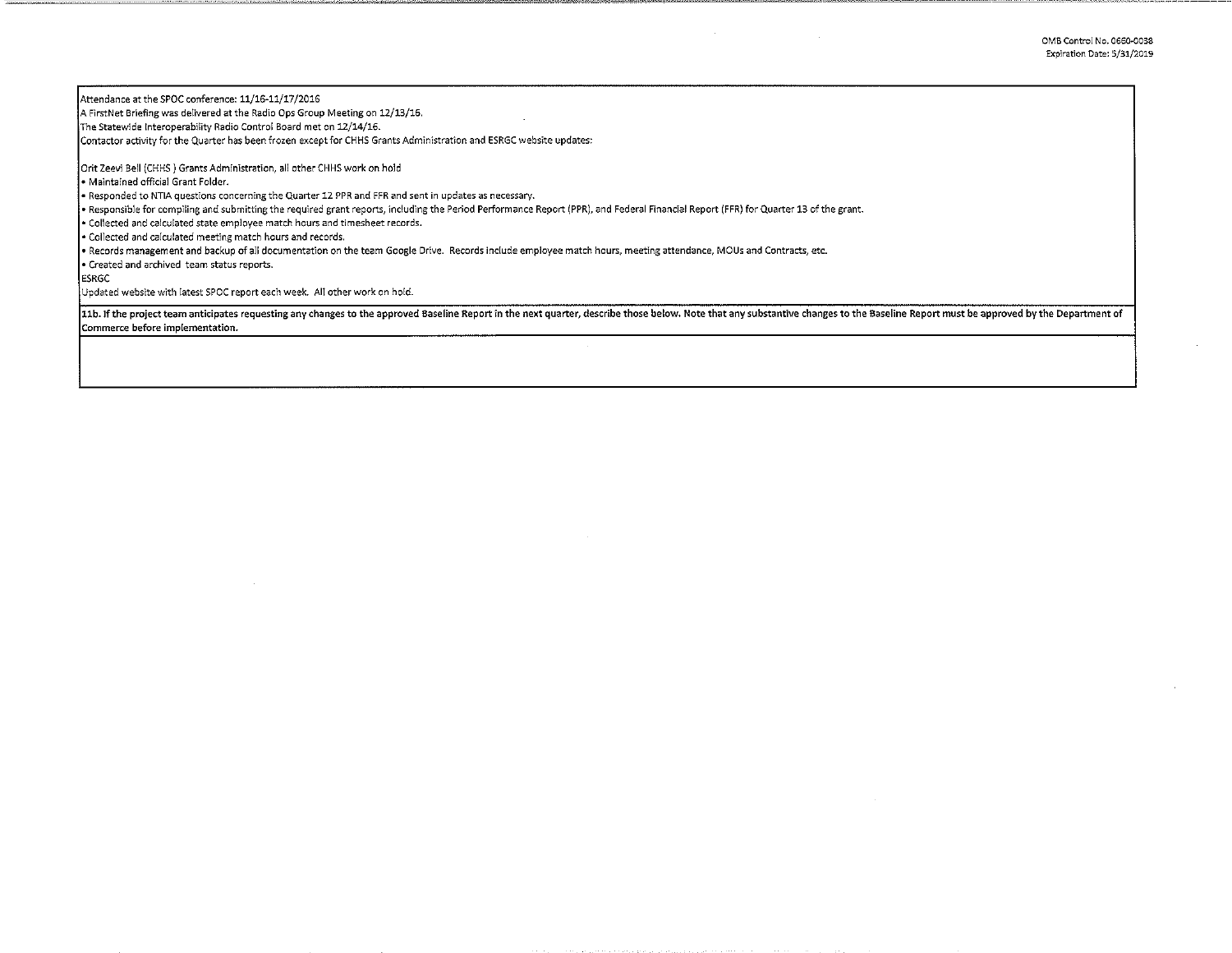Attendance at the SPOC conference: 11/16-11/17/2016

A FirstNet Briefing was delivered at the Radio Ops Group Meeting on 12/13/16.

The Statewide Interoperability Radio Control Board met on 12/14/16.

Contactor activity for the Quarter has been frozen except for CHHS Grants Administration and ESRGC website updates:

Orit Zeevi Bell (CHHS ) Grants Administration, all other CHHS work on hold

- Maintained official Grant Folder.
- Responded to NTIA questions concerning the Quarter 12 PPR and FFR and sent in updates as necessary.
- Responsible for compiling and submitting the required grant reports, including the Period Performance Report (PPR), and Federal Financial Report (FFR) for Quarter 13 of the grant.
- Collected and calculated state employee match hours and timesheet records.
- Collected and calculated meeting match hours and records.
- Records management and backup of all documentation on the team Google Drive. Records include employee match hours, meeting attendance, MOUs and Contracts, etc.
- Created and archived team status reports.

ESRGC

Updated website with latest SPOC report each week. All other work on hold.

**11b. If the project team anticipates requesting any changes to the approved Baseline Report in the next quarter, describe those below. Note that any substantive changes to the Baseline Report must be approved by the Department of Commerce before implementation.**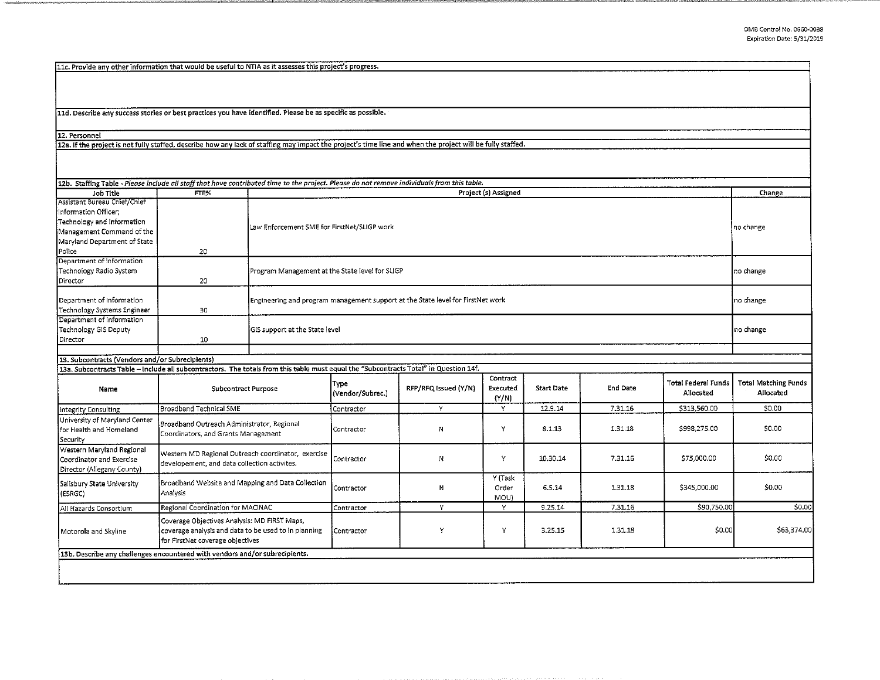OMB Control No. 0660-0038
Expiration Date: 5/31/2019

**11c. Provide any other information that would be useful to NTIA as it assesses this project's progress.**

**11d. Describe any success stories or best practices you have identified. Please be as specific as possible.**

**12. Personnel**

**12a. If the project is not fully staffed, describe how any lack of staffing may impact the project's time line and when the project will be fully staffed.**

**12b. Staffing Table** - *Please include all staff that have contributed time to the project. Please do not remove individuals from this table.*

| Job Title | FTE% | Project (s) Assigned | Change |
|---|---|---|---|
| Assistant Bureau Chief/Chief Information Officer; Technology and Information Management Command of the Maryland Department of State Police | 20 | Law Enforcement SME for FirstNet/SLIGP work | no change |
| Department of Information Technology Radio System Director | 20 | Program Management at the State level for SLIGP | no change |
| Department of Information Technology Systems Engineer | 30 | Engineering and program management support at the State level for FirstNet work | no change |
| Department of Information Technology GIS Deputy Director | 10 | GIS support at the State level | no change |
| | | | |

**13. Subcontracts (Vendors and/or Subrecipients)**

**13a. Subcontracts Table – Include all subcontractors. The totals from this table must equal the "Subcontracts Total" in Question 14f.**

| Name | Subcontract Purpose | Type (Vendor/Subrec.) | RFP/RFQ Issued (Y/N) | Contract Executed (Y/N) | Start Date | End Date | Total Federal Funds Allocated | Total Matching Funds Allocated |
|---|---|---|---|---|---|---|---|---|
| Integrity Consulting | Broadband Technical SME | Contractor | Y | Y | 12.9.14 | 7.31.16 | $313,560.00 | $0.00 |
| University of Maryland Center for Health and Homeland Security | Broadband Outreach Administrator, Regional Coordinators, and Grants Management | Contractor | N | Y | 8.1.13 | 1.31.18 | $998,275.00 | $0.00 |
| Western Maryland Regional Coordinator and Exercise Director (Allegany County) | Western MD Regional Outreach coordinator, exercise developement, and data collection activites. | Contractor | N | Y | 10.30.14 | 7.31.16 | $75,000.00 | $0.00 |
| Salisbury State University (ESRGC) | Broadband Website and Mapping and Data Collection Analysis | Contractor | N | Y (Task Order MOU) | 6.5.14 | 1.31.18 | $345,000.00 | $0.00 |
| All Hazards Consortium | Regional Coordination for MACINAC | Contractor | Y | Y | 9.25.14 | 7.31.16 | $90,750.00 | $0.00 |
| Motorola and Skyline | Coverage Objectives Analysis: MD FIRST Maps, coverage analysis and data to be used to in planning for FirstNet coverage objectives | Contractor | Y | Y | 3.25.15 | 1.31.18 | $0.00 | $63,374.00 |

**13b. Describe any challenges encountered with vendors and/or subrecipients.**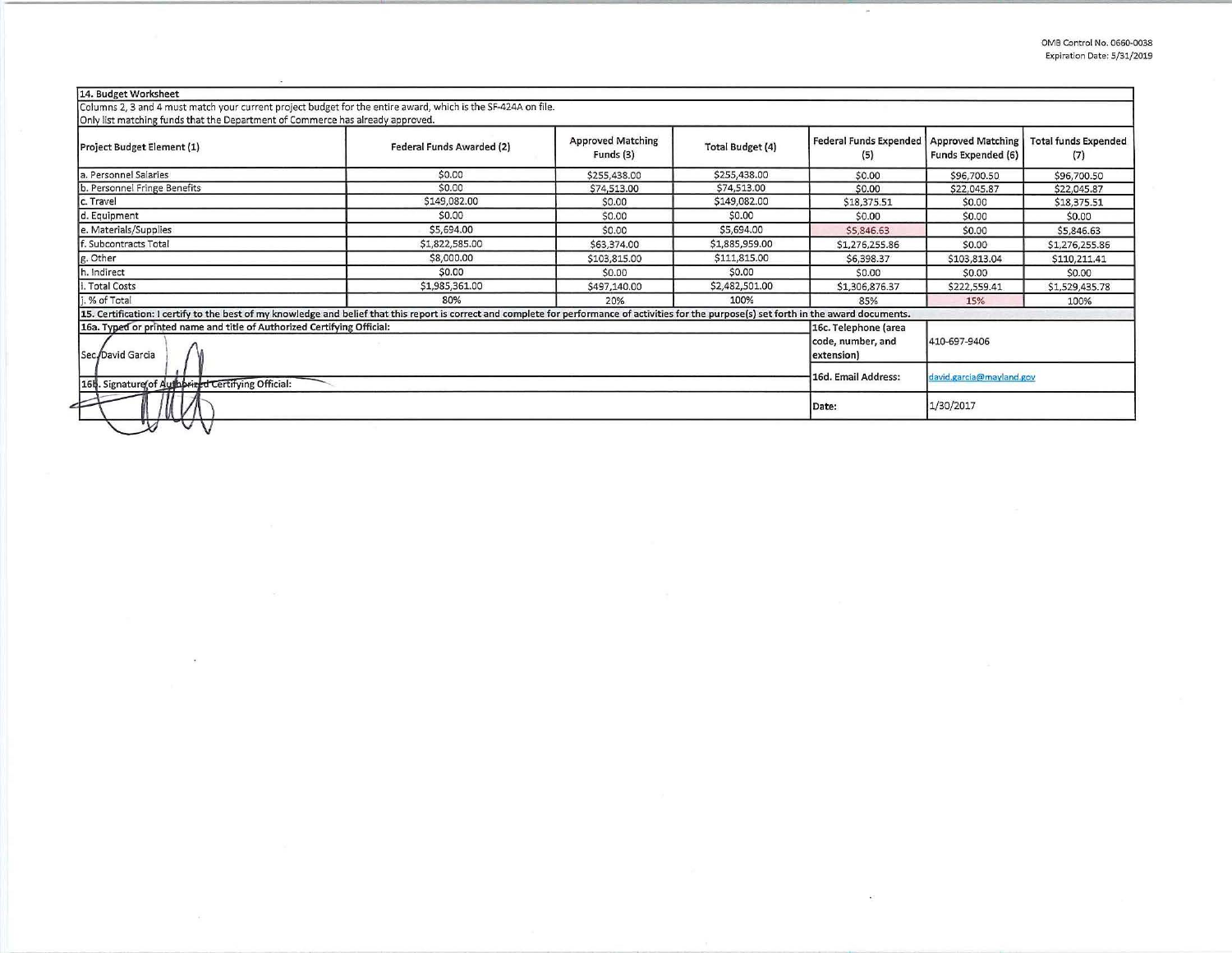OMB Control No. 0660-0038
Expiration Date: 5/31/2019

| 14. Budget Worksheet | | | | | | |
|---|---|---|---|---|---|---|
| Columns 2, 3 and 4 must match your current project budget for the entire award, which is the SF-424A on file. Only list matching funds that the Department of Commerce has already approved. | | | | | | |
| Project Budget Element (1) | Federal Funds Awarded (2) | Approved Matching Funds (3) | Total Budget (4) | Federal Funds Expended (5) | Approved Matching Funds Expended (6) | Total funds Expended (7) |
| a. Personnel Salaries | $0.00 | $255,438.00 | $255,438.00 | $0.00 | $96,700.50 | $96,700.50 |
| b. Personnel Fringe Benefits | $0.00 | $74,513.00 | $74,513.00 | $0.00 | $22,045.87 | $22,045.87 |
| c. Travel | $149,082.00 | $0.00 | $149,082.00 | $18,375.51 | $0.00 | $18,375.51 |
| d. Equipment | $0.00 | $0.00 | $0.00 | $0.00 | $0.00 | $0.00 |
| e. Materials/Supplies | $5,694.00 | $0.00 | $5,694.00 | $5,846.63 | $0.00 | $5,846.63 |
| f. Subcontracts Total | $1,822,585.00 | $63,374.00 | $1,885,959.00 | $1,276,255.86 | $0.00 | $1,276,255.86 |
| g. Other | $8,000.00 | $103,815.00 | $111,815.00 | $6,398.37 | $103,813.04 | $110,211.41 |
| h. Indirect | $0.00 | $0.00 | $0.00 | $0.00 | $0.00 | $0.00 |
| i. Total Costs | $1,985,361.00 | $497,140.00 | $2,482,501.00 | $1,306,876.37 | $222,559.41 | $1,529,435.78 |
| j. % of Total | 80% | 20% | 100% | 85% | 15% | 100% |

15. Certification: I certify to the best of my knowledge and belief that this report is correct and complete for performance of activities for the purpose(s) set forth in the award documents.

| | |
|---|---|
| 16a. Typed or printed name and title of Authorized Certifying Official: Sec. David Garcia | 16c. Telephone (area code, number, and extension): 410-697-9406 |
| 16b. Signature of Authorized Certifying Official: | 16d. Email Address: david.garcia@mayland.gov |
| | Date: 1/30/2017 |